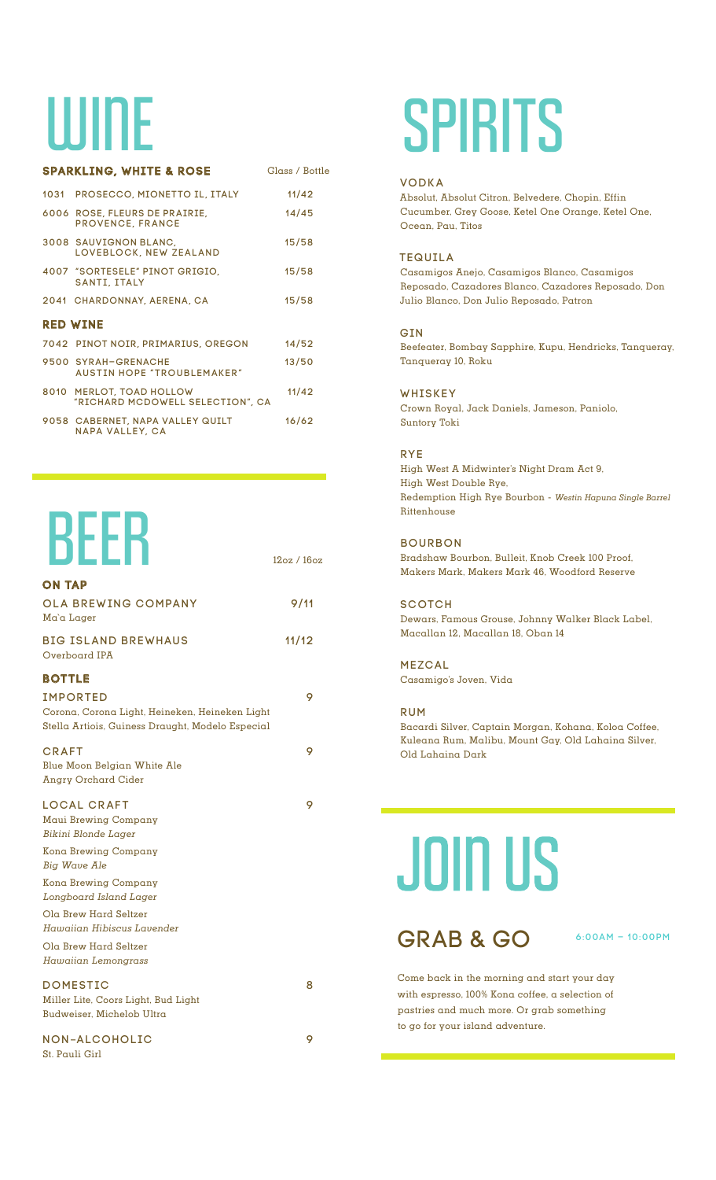# WINE

| SPARKLING, WHITE & ROSE | Glass / Bottle |
| --- | --- |
| 1031 PROSECCO, MIONETTO IL, ITALY | 11/42 |
| 6006 ROSE, FLEURS DE PRAIRIE, PROVENCE, FRANCE | 14/45 |
| 3008 SAUVIGNON BLANC, LOVEBLOCK, NEW ZEALAND | 15/58 |
| 4007 "SORTESELE" PINOT GRIGIO, SANTI, ITALY | 15/58 |
| 2041 CHARDONNAY, AERENA, CA | 15/58 |
| **RED WINE** | |
| 7042 PINOT NOIR, PRIMARIUS, OREGON | 14/52 |
| 9500 SYRAH–GRENACHE AUSTIN HOPE "TROUBLEMAKER" | 13/50 |
| 8010 MERLOT, TOAD HOLLOW "RICHARD MCDOWELL SELECTION", CA | 11/42 |
| 9058 CABERNET, NAPA VALLEY QUILT NAPA VALLEY, CA | 16/62 |

# BEER

12oz / 16oz

## ON TAP

**OLA BREWING COMPANY** — 9/11
Ma'a Lager

**BIG ISLAND BREWHAUS** — 11/12
Overboard IPA

## BOTTLE

**IMPORTED** — 9
Corona, Corona Light, Heineken, Heineken Light
Stella Artiois, Guiness Draught, Modelo Especial

**CRAFT** — 9
Blue Moon Belgian White Ale
Angry Orchard Cider

**LOCAL CRAFT** — 9
Maui Brewing Company
*Bikini Blonde Lager*

Kona Brewing Company
*Big Wave Ale*

Kona Brewing Company
*Longboard Island Lager*

Ola Brew Hard Seltzer
*Hawaiian Hibiscus Lavender*

Ola Brew Hard Seltzer
*Hawaiian Lemongrass*

**DOMESTIC** — 8
Miller Lite, Coors Light, Bud Light
Budweiser, Michelob Ultra

**NON-ALCOHOLIC** — 9
St. Pauli Girl

# SPIRITS

**VODKA**
Absolut, Absolut Citron, Belvedere, Chopin, Effin Cucumber, Grey Goose, Ketel One Orange, Ketel One, Ocean, Pau, Titos

**TEQUILA**
Casamigos Anejo, Casamigos Blanco, Casamigos Reposado, Cazadores Blanco, Cazadores Reposado, Don Julio Blanco, Don Julio Reposado, Patron

**GIN**
Beefeater, Bombay Sapphire, Kupu, Hendricks, Tanqueray, Tanqueray 10, Roku

**WHISKEY**
Crown Royal, Jack Daniels, Jameson, Paniolo, Suntory Toki

**RYE**
High West A Midwinter's Night Dram Act 9,
High West Double Rye,
Redemption High Rye Bourbon - *Westin Hapuna Single Barrel*
Rittenhouse

**BOURBON**
Bradshaw Bourbon, Bulleit, Knob Creek 100 Proof, Makers Mark, Makers Mark 46, Woodford Reserve

**SCOTCH**
Dewars, Famous Grouse, Johnny Walker Black Label, Macallan 12, Macallan 18, Oban 14

**MEZCAL**
Casamigo's Joven, Vida

**RUM**
Bacardi Silver, Captain Morgan, Kohana, Koloa Coffee, Kuleana Rum, Malibu, Mount Gay, Old Lahaina Silver, Old Lahaina Dark

# JOIN US

## GRAB & GO

6:00AM – 10:00PM

Come back in the morning and start your day with espresso, 100% Kona coffee, a selection of pastries and much more. Or grab something to go for your island adventure.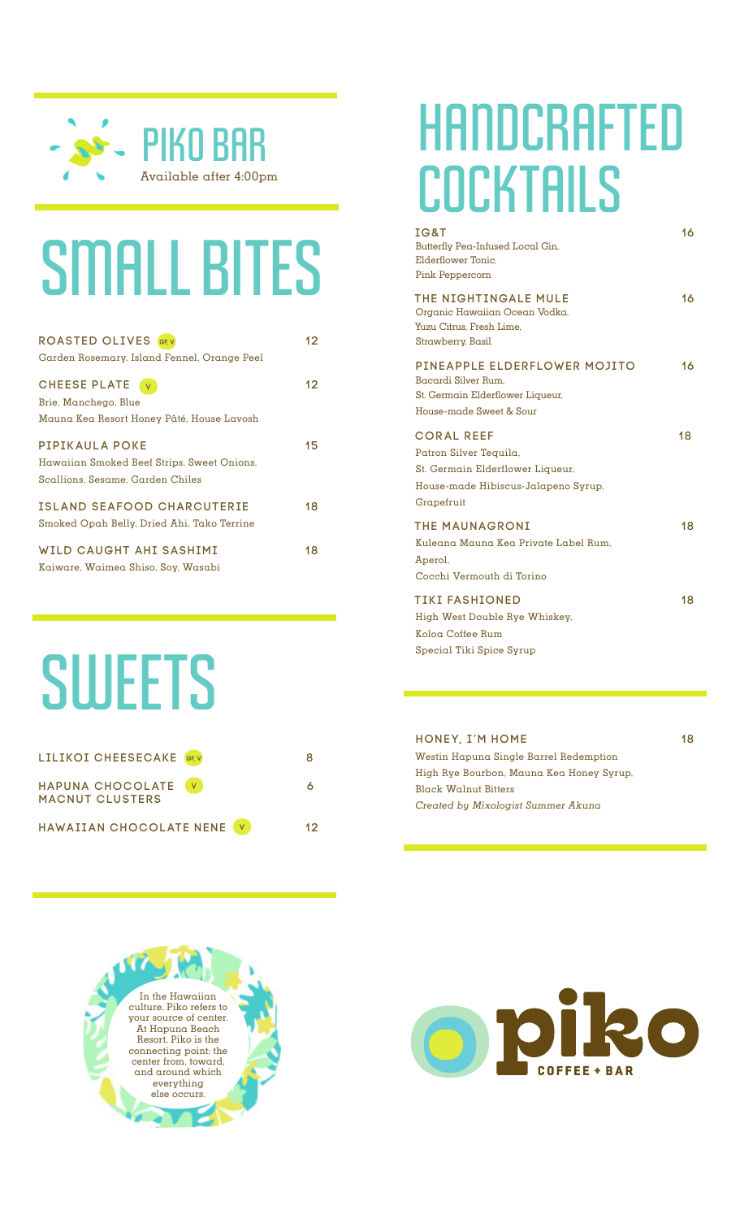# PIKO BAR

Available after 4:00pm

## SMALL BITES

**ROASTED OLIVES** GF, V — 12
Garden Rosemary, Island Fennel, Orange Peel

**CHEESE PLATE** V — 12
Brie, Manchego, Blue
Mauna Kea Resort Honey Pâté, House Lavosh

**PIPIKAULA POKE** — 15
Hawaiian Smoked Beef Strips, Sweet Onions, Scallions, Sesame, Garden Chiles

**ISLAND SEAFOOD CHARCUTERIE** — 18
Smoked Opah Belly, Dried Ahi, Tako Terrine

**WILD CAUGHT AHI SASHIMI** — 18
Kaiware, Waimea Shiso, Soy, Wasabi

## SWEETS

**LILIKOI CHEESECAKE** GF, V — 8

**HAPUNA CHOCOLATE MACNUT CLUSTERS** V — 6

**HAWAIIAN CHOCOLATE NENE** V — 12

In the Hawaiian culture, Piko refers to your source of center. At Hapuna Beach Resort, Piko is the connecting point; the center from, toward, and around which everything else occurs.

## HANDCRAFTED COCKTAILS

**IG&T** — 16
Butterfly Pea-Infused Local Gin,
Elderflower Tonic,
Pink Peppercorn

**THE NIGHTINGALE MULE** — 16
Organic Hawaiian Ocean Vodka,
Yuzu Citrus, Fresh Lime,
Strawberry, Basil

**PINEAPPLE ELDERFLOWER MOJITO** — 16
Bacardi Silver Rum,
St. Germain Elderflower Liqueur,
House-made Sweet & Sour

**CORAL REEF** — 18
Patron Silver Tequila,
St. Germain Elderflower Liqueur,
House-made Hibiscus-Jalapeno Syrup,
Grapefruit

**THE MAUNAGRONI** — 18
Kuleana Mauna Kea Private Label Rum,
Aperol,
Cocchi Vermouth di Torino

**TIKI FASHIONED** — 18
High West Double Rye Whiskey,
Koloa Coffee Rum
Special Tiki Spice Syrup

**HONEY, I'M HOME** — 18
Westin Hapuna Single Barrel Redemption
High Rye Bourbon, Mauna Kea Honey Syrup,
Black Walnut Bitters
*Created by Mixologist Summer Akuna*

piko
COFFEE + BAR